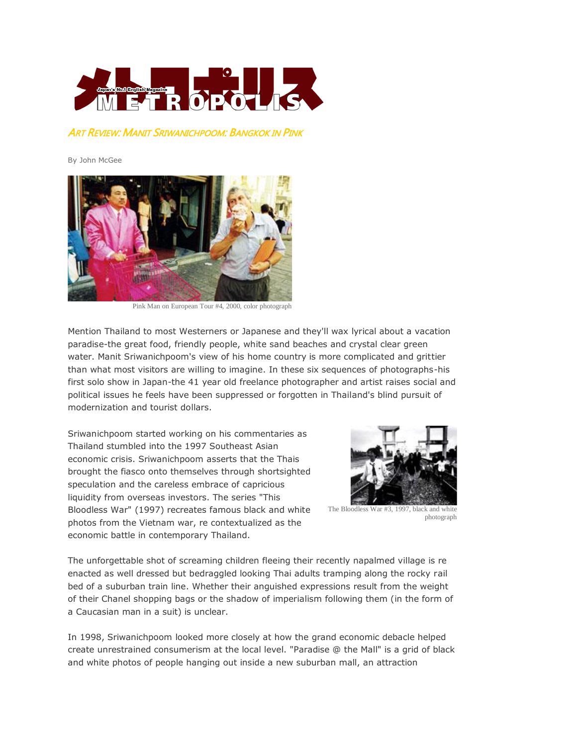メトロポリス

Japan's No.1 English Magazine

METROPOLIS

## *Art Review: Manit Sriwanichpoom: Bangkok in Pink*

By John McGee

Pink Man on European Tour #4, 2000, color photograph

Mention Thailand to most Westerners or Japanese and they'll wax lyrical about a vacation paradise-the great food, friendly people, white sand beaches and crystal clear green water. Manit Sriwanichpoom's view of his home country is more complicated and grittier than what most visitors are willing to imagine. In these six sequences of photographs-his first solo show in Japan-the 41 year old freelance photographer and artist raises social and political issues he feels have been suppressed or forgotten in Thailand's blind pursuit of modernization and tourist dollars.

Sriwanichpoom started working on his commentaries as Thailand stumbled into the 1997 Southeast Asian economic crisis. Sriwanichpoom asserts that the Thais brought the fiasco onto themselves through shortsighted speculation and the careless embrace of capricious liquidity from overseas investors. The series "This Bloodless War" (1997) recreates famous black and white photos from the Vietnam war, re contextualized as the economic battle in contemporary Thailand.

The Bloodless War #3, 1997, black and white photograph

The unforgettable shot of screaming children fleeing their recently napalmed village is re enacted as well dressed but bedraggled looking Thai adults tramping along the rocky rail bed of a suburban train line. Whether their anguished expressions result from the weight of their Chanel shopping bags or the shadow of imperialism following them (in the form of a Caucasian man in a suit) is unclear.

In 1998, Sriwanichpoom looked more closely at how the grand economic debacle helped create unrestrained consumerism at the local level. "Paradise @ the Mall" is a grid of black and white photos of people hanging out inside a new suburban mall, an attraction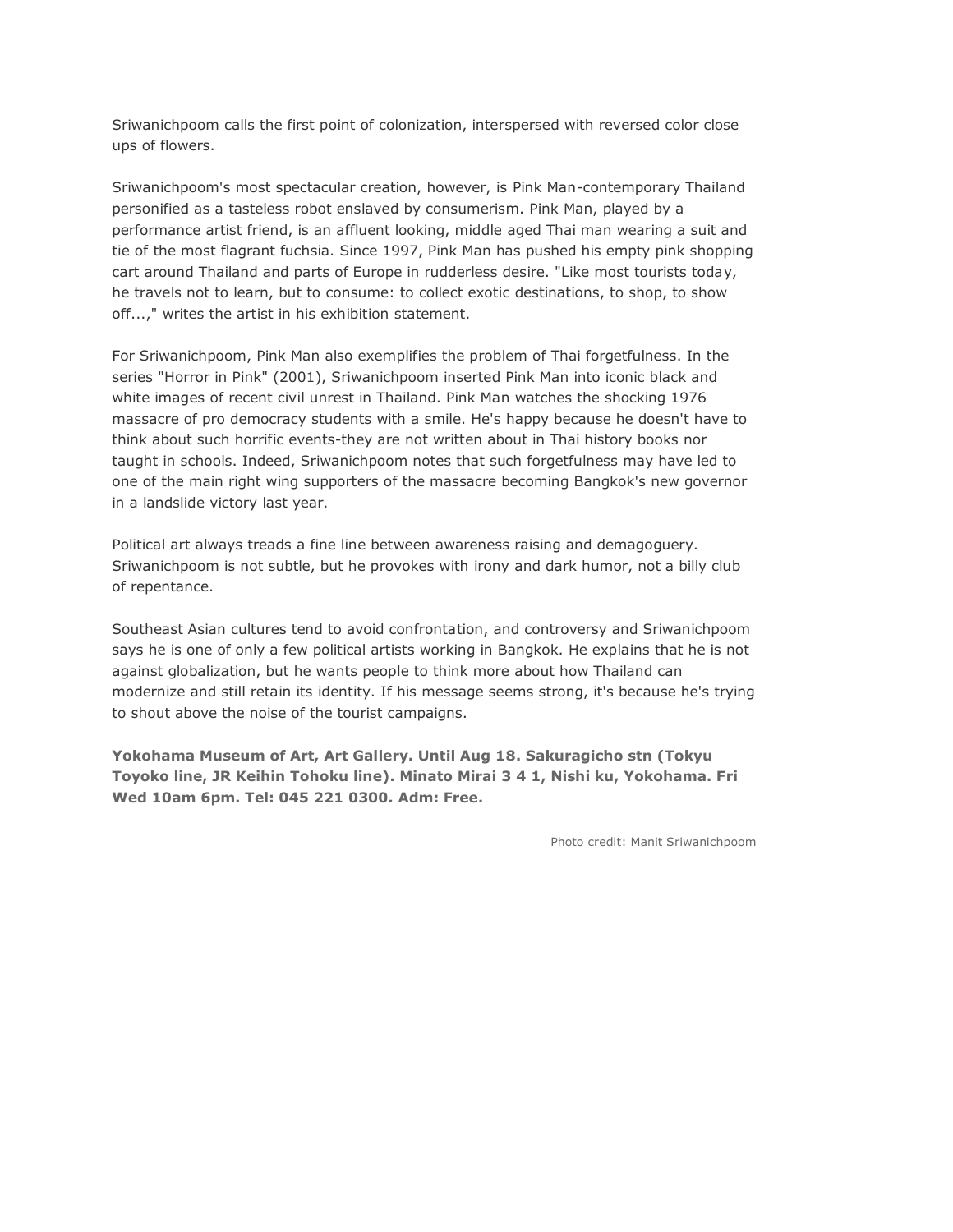Sriwanichpoom calls the first point of colonization, interspersed with reversed color close ups of flowers.

Sriwanichpoom's most spectacular creation, however, is Pink Man-contemporary Thailand personified as a tasteless robot enslaved by consumerism. Pink Man, played by a performance artist friend, is an affluent looking, middle aged Thai man wearing a suit and tie of the most flagrant fuchsia. Since 1997, Pink Man has pushed his empty pink shopping cart around Thailand and parts of Europe in rudderless desire. "Like most tourists today, he travels not to learn, but to consume: to collect exotic destinations, to shop, to show off...," writes the artist in his exhibition statement.

For Sriwanichpoom, Pink Man also exemplifies the problem of Thai forgetfulness. In the series "Horror in Pink" (2001), Sriwanichpoom inserted Pink Man into iconic black and white images of recent civil unrest in Thailand. Pink Man watches the shocking 1976 massacre of pro democracy students with a smile. He's happy because he doesn't have to think about such horrific events-they are not written about in Thai history books nor taught in schools. Indeed, Sriwanichpoom notes that such forgetfulness may have led to one of the main right wing supporters of the massacre becoming Bangkok's new governor in a landslide victory last year.

Political art always treads a fine line between awareness raising and demagoguery. Sriwanichpoom is not subtle, but he provokes with irony and dark humor, not a billy club of repentance.

Southeast Asian cultures tend to avoid confrontation, and controversy and Sriwanichpoom says he is one of only a few political artists working in Bangkok. He explains that he is not against globalization, but he wants people to think more about how Thailand can modernize and still retain its identity. If his message seems strong, it's because he's trying to shout above the noise of the tourist campaigns.

**Yokohama Museum of Art, Art Gallery. Until Aug 18. Sakuragicho stn (Tokyu Toyoko line, JR Keihin Tohoku line). Minato Mirai 3 4 1, Nishi ku, Yokohama. Fri Wed 10am 6pm. Tel: 045 221 0300. Adm: Free.**

Photo credit: Manit Sriwanichpoom